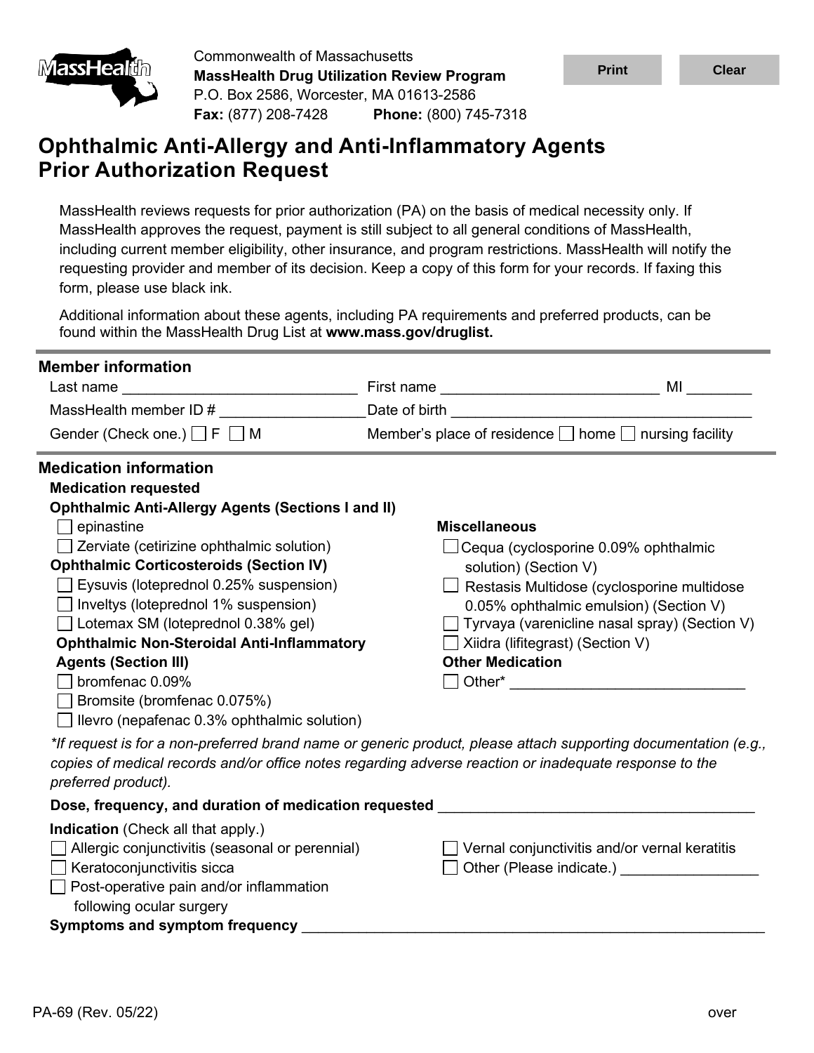Commonwealth of Massachusetts
**MassHealth Drug Utilization Review Program**
P.O. Box 2586, Worcester, MA 01613-2586
**Fax:** (877) 208-7428 **Phone:** (800) 745-7318

# Ophthalmic Anti-Allergy and Anti-Inflammatory Agents Prior Authorization Request

MassHealth reviews requests for prior authorization (PA) on the basis of medical necessity only. If MassHealth approves the request, payment is still subject to all general conditions of MassHealth, including current member eligibility, other insurance, and program restrictions. MassHealth will notify the requesting provider and member of its decision. Keep a copy of this form for your records. If faxing this form, please use black ink.

Additional information about these agents, including PA requirements and preferred products, can be found within the MassHealth Drug List at **www.mass.gov/druglist.**

## Member information

Last name ____________________________ First name __________________________ MI ________

MassHealth member ID # _________________ Date of birth ____________________________________

Gender (Check one.) ☐ F ☐ M Member's place of residence ☐ home ☐ nursing facility

## Medication information

**Medication requested**

**Ophthalmic Anti-Allergy Agents (Sections I and II)**

☐ epinastine

☐ Zerviate (cetirizine ophthalmic solution)

**Ophthalmic Corticosteroids (Section IV)**

☐ Eysuvis (loteprednol 0.25% suspension)

☐ Inveltys (loteprednol 1% suspension)

☐ Lotemax SM (loteprednol 0.38% gel)

**Ophthalmic Non-Steroidal Anti-Inflammatory Agents (Section III)**

☐ bromfenac 0.09%

☐ Bromsite (bromfenac 0.075%)

☐ Ilevro (nepafenac 0.3% ophthalmic solution)

**Miscellaneous**

☐ Cequa (cyclosporine 0.09% ophthalmic solution) (Section V)

☐ Restasis Multidose (cyclosporine multidose 0.05% ophthalmic emulsion) (Section V)

☐ Tyrvaya (varenicline nasal spray) (Section V)

☐ Xiidra (lifitegrast) (Section V)

**Other Medication**

☐ Other* ____________________________

*\*If request is for a non-preferred brand name or generic product, please attach supporting documentation (e.g., copies of medical records and/or office notes regarding adverse reaction or inadequate response to the preferred product).*

**Dose, frequency, and duration of medication requested** ______________________________________

**Indication** (Check all that apply.)

☐ Allergic conjunctivitis (seasonal or perennial)

☐ Keratoconjunctivitis sicca

☐ Post-operative pain and/or inflammation following ocular surgery

☐ Vernal conjunctivitis and/or vernal keratitis

☐ Other (Please indicate.) _________________

**Symptoms and symptom frequency** _________________________________________________________

PA-69 (Rev. 05/22) over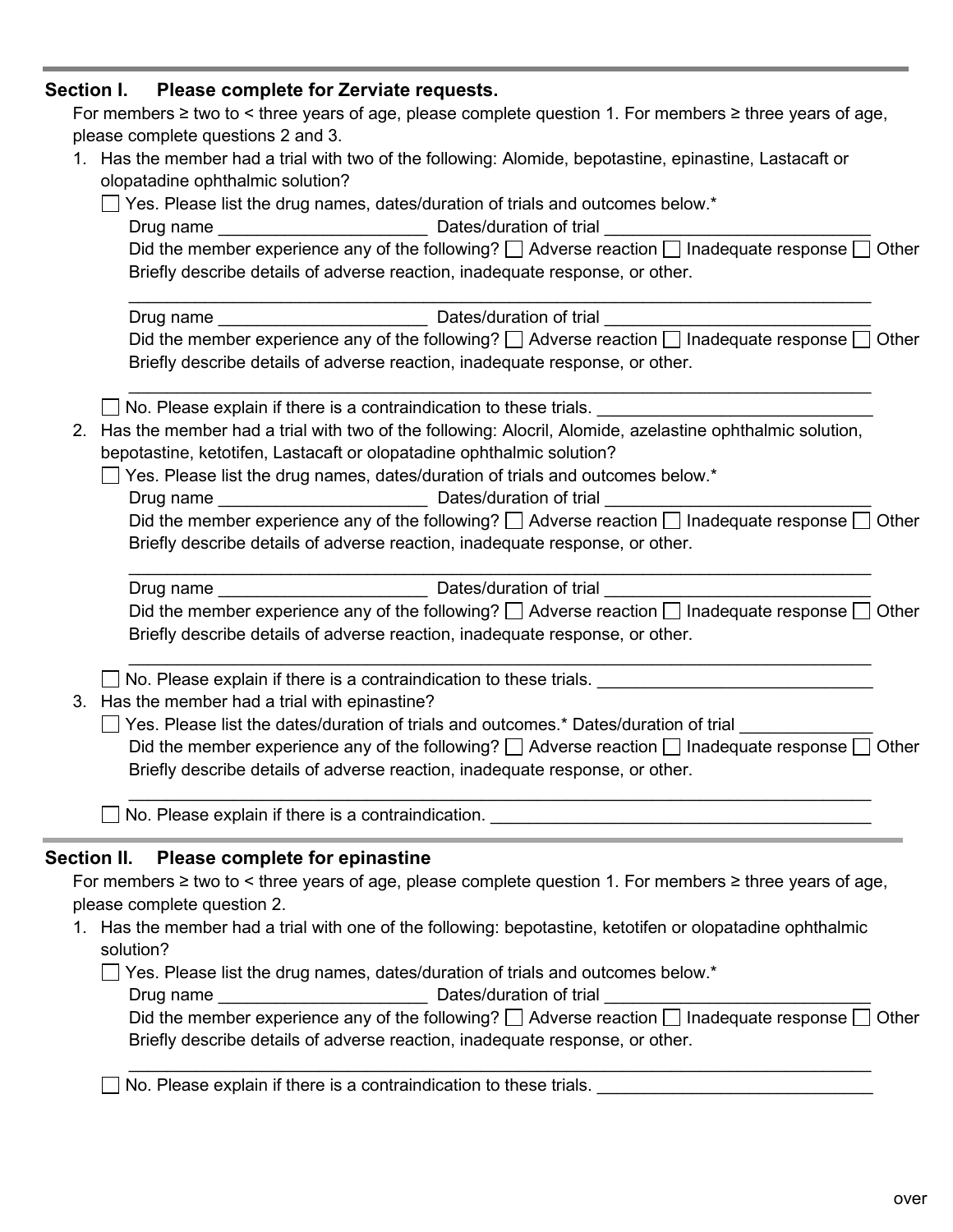## Section I. Please complete for Zerviate requests.

For members ≥ two to < three years of age, please complete question 1. For members ≥ three years of age, please complete questions 2 and 3.

1. Has the member had a trial with two of the following: Alomide, bepotastine, epinastine, Lastacaft or olopatadine ophthalmic solution?

   ☐ Yes. Please list the drug names, dates/duration of trials and outcomes below.*

   Drug name ______________________ Dates/duration of trial ____________________________

   Did the member experience any of the following? ☐ Adverse reaction ☐ Inadequate response ☐ Other

   Briefly describe details of adverse reaction, inadequate response, or other.

   ________________________________________________________________________________

   Drug name ______________________ Dates/duration of trial ____________________________

   Did the member experience any of the following? ☐ Adverse reaction ☐ Inadequate response ☐ Other

   Briefly describe details of adverse reaction, inadequate response, or other.

   ________________________________________________________________________________

   ☐ No. Please explain if there is a contraindication to these trials. ____________________________

2. Has the member had a trial with two of the following: Alocril, Alomide, azelastine ophthalmic solution, bepotastine, ketotifen, Lastacaft or olopatadine ophthalmic solution?

   ☐ Yes. Please list the drug names, dates/duration of trials and outcomes below.*

   Drug name ______________________ Dates/duration of trial ____________________________

   Did the member experience any of the following? ☐ Adverse reaction ☐ Inadequate response ☐ Other

   Briefly describe details of adverse reaction, inadequate response, or other.

   ________________________________________________________________________________

   Drug name ______________________ Dates/duration of trial ____________________________

   Did the member experience any of the following? ☐ Adverse reaction ☐ Inadequate response ☐ Other

   Briefly describe details of adverse reaction, inadequate response, or other.

   ________________________________________________________________________________

   ☐ No. Please explain if there is a contraindication to these trials. ____________________________

3. Has the member had a trial with epinastine?

   ☐ Yes. Please list the dates/duration of trials and outcomes.* Dates/duration of trial _____________

   Did the member experience any of the following? ☐ Adverse reaction ☐ Inadequate response ☐ Other

   Briefly describe details of adverse reaction, inadequate response, or other.

   ________________________________________________________________________________

   ☐ No. Please explain if there is a contraindication. ________________________________________

## Section II. Please complete for epinastine

For members ≥ two to < three years of age, please complete question 1. For members ≥ three years of age, please complete question 2.

1. Has the member had a trial with one of the following: bepotastine, ketotifen or olopatadine ophthalmic solution?

   ☐ Yes. Please list the drug names, dates/duration of trials and outcomes below.*

   Drug name ______________________ Dates/duration of trial ____________________________

   Did the member experience any of the following? ☐ Adverse reaction ☐ Inadequate response ☐ Other

   Briefly describe details of adverse reaction, inadequate response, or other.

   ________________________________________________________________________________

   ☐ No. Please explain if there is a contraindication to these trials. ____________________________

over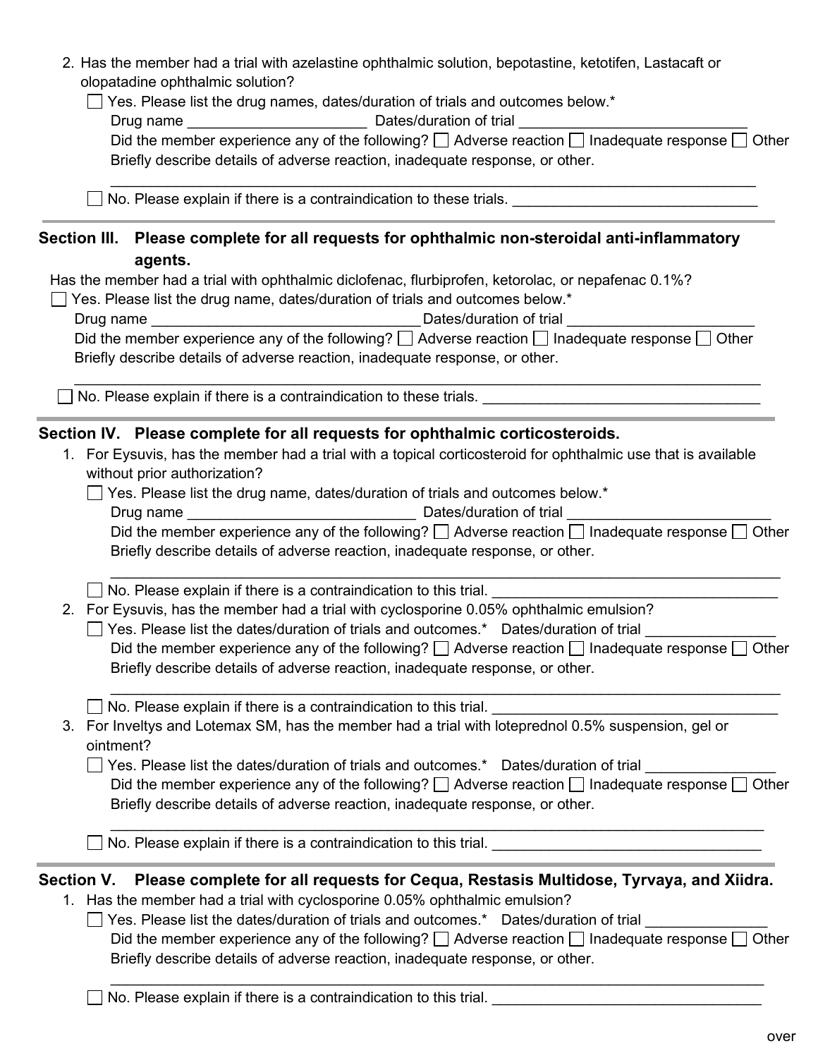2. Has the member had a trial with azelastine ophthalmic solution, bepotastine, ketotifen, Lastacaft or olopatadine ophthalmic solution?

   ☐ Yes. Please list the drug names, dates/duration of trials and outcomes below.*

   Drug name ______________________ Dates/duration of trial ____________________________

   Did the member experience any of the following? ☐ Adverse reaction ☐ Inadequate response ☐ Other

   Briefly describe details of adverse reaction, inadequate response, or other.

   ________________________________________________________________________________

   ☐ No. Please explain if there is a contraindication to these trials. ______________________________

## Section III. Please complete for all requests for ophthalmic non-steroidal anti-inflammatory agents.

Has the member had a trial with ophthalmic diclofenac, flurbiprofen, ketorolac, or nepafenac 0.1%?

☐ Yes. Please list the drug name, dates/duration of trials and outcomes below.*

Drug name _________________________________ Dates/duration of trial _______________________

Did the member experience any of the following? ☐ Adverse reaction ☐ Inadequate response ☐ Other

Briefly describe details of adverse reaction, inadequate response, or other.

________________________________________________________________________________

☐ No. Please explain if there is a contraindication to these trials. _________________________________

## Section IV. Please complete for all requests for ophthalmic corticosteroids.

1. For Eysuvis, has the member had a trial with a topical corticosteroid for ophthalmic use that is available without prior authorization?

   ☐ Yes. Please list the drug name, dates/duration of trials and outcomes below.*

   Drug name ____________________________ Dates/duration of trial _________________________

   Did the member experience any of the following? ☐ Adverse reaction ☐ Inadequate response ☐ Other

   Briefly describe details of adverse reaction, inadequate response, or other.

   ________________________________________________________________________________

   ☐ No. Please explain if there is a contraindication to this trial. ___________________________________

2. For Eysuvis, has the member had a trial with cyclosporine 0.05% ophthalmic emulsion?

   ☐ Yes. Please list the dates/duration of trials and outcomes.* Dates/duration of trial ________________

   Did the member experience any of the following? ☐ Adverse reaction ☐ Inadequate response ☐ Other

   Briefly describe details of adverse reaction, inadequate response, or other.

   ________________________________________________________________________________

   ☐ No. Please explain if there is a contraindication to this trial. ___________________________________

3. For Inveltys and Lotemax SM, has the member had a trial with loteprednol 0.5% suspension, gel or ointment?

   ☐ Yes. Please list the dates/duration of trials and outcomes.* Dates/duration of trial ________________

   Did the member experience any of the following? ☐ Adverse reaction ☐ Inadequate response ☐ Other

   Briefly describe details of adverse reaction, inadequate response, or other.

   ________________________________________________________________________________

   ☐ No. Please explain if there is a contraindication to this trial. _________________________________

## Section V. Please complete for all requests for Cequa, Restasis Multidose, Tyrvaya, and Xiidra.

1. Has the member had a trial with cyclosporine 0.05% ophthalmic emulsion?

   ☐ Yes. Please list the dates/duration of trials and outcomes.* Dates/duration of trial _______________

   Did the member experience any of the following? ☐ Adverse reaction ☐ Inadequate response ☐ Other

   Briefly describe details of adverse reaction, inadequate response, or other.

   ________________________________________________________________________________

   ☐ No. Please explain if there is a contraindication to this trial. _________________________________

over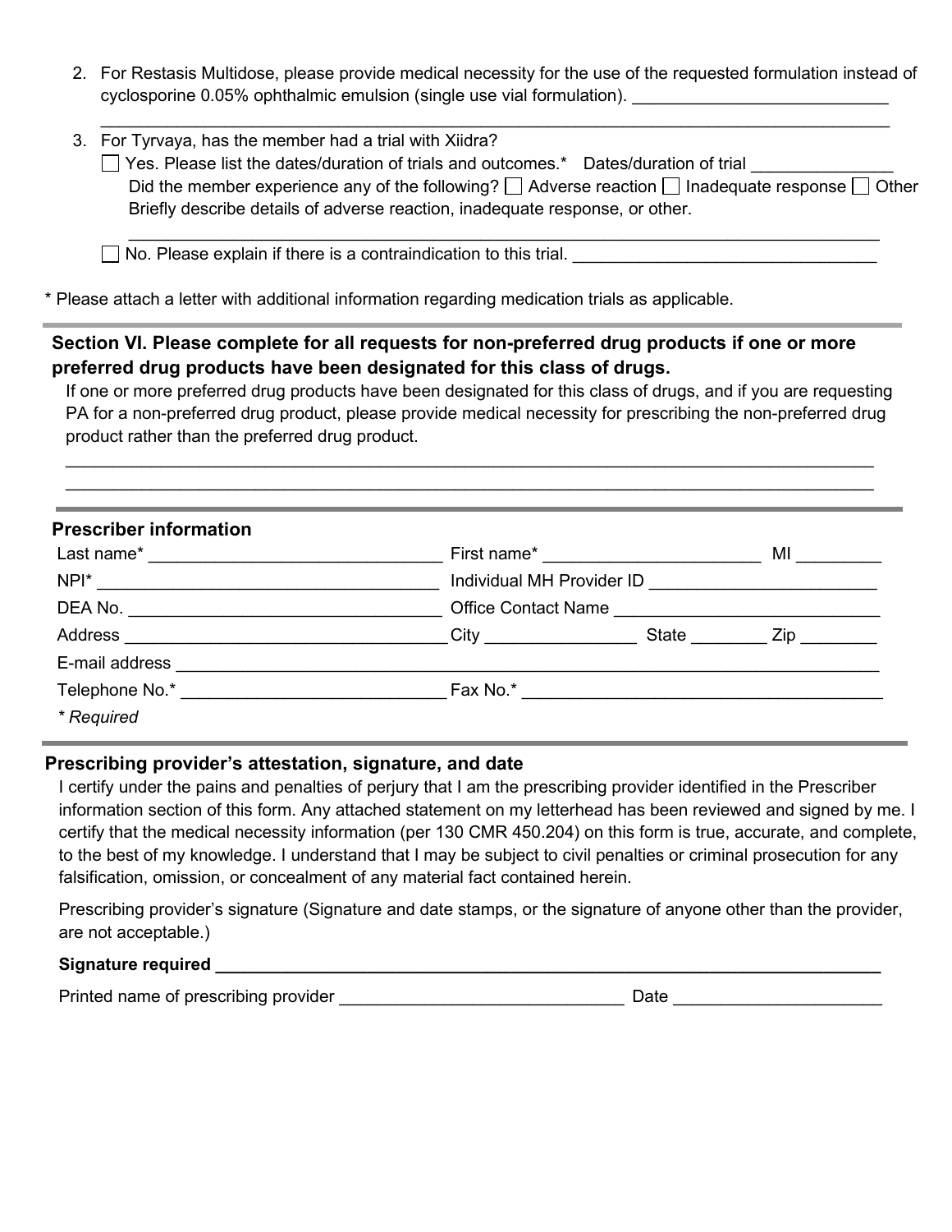2. For Restasis Multidose, please provide medical necessity for the use of the requested formulation instead of cyclosporine 0.05% ophthalmic emulsion (single use vial formulation). ___________________________
_____________________________________________________________________________________________

3. For Tyrvaya, has the member had a trial with Xiidra?
   - ☐ Yes. Please list the dates/duration of trials and outcomes.* Dates/duration of trial _______________
     Did the member experience any of the following? ☐ Adverse reaction ☐ Inadequate response ☐ Other
     Briefly describe details of adverse reaction, inadequate response, or other.
     _____________________________________________________________________________
   - ☐ No. Please explain if there is a contraindication to this trial. ________________________________

* Please attach a letter with additional information regarding medication trials as applicable.

## Section VI. Please complete for all requests for non-preferred drug products if one or more preferred drug products have been designated for this class of drugs.

If one or more preferred drug products have been designated for this class of drugs, and if you are requesting PA for a non-preferred drug product, please provide medical necessity for prescribing the non-preferred drug product rather than the preferred drug product.

_____________________________________________________________________________________________
_____________________________________________________________________________________________

## Prescriber information

Last name* _______________________________ First name* ________________________ MI _________

NPI* ____________________________________ Individual MH Provider ID ________________________

DEA No. _________________________________ Office Contact Name ____________________________

Address _________________________________ City ________________ State ________ Zip ________

E-mail address ____________________________________________________________________________

Telephone No.* ___________________________ Fax No.* ______________________________________

*\* Required*

## Prescribing provider's attestation, signature, and date

I certify under the pains and penalties of perjury that I am the prescribing provider identified in the Prescriber information section of this form. Any attached statement on my letterhead has been reviewed and signed by me. I certify that the medical necessity information (per 130 CMR 450.204) on this form is true, accurate, and complete, to the best of my knowledge. I understand that I may be subject to civil penalties or criminal prosecution for any falsification, omission, or concealment of any material fact contained herein.

Prescribing provider's signature (Signature and date stamps, or the signature of anyone other than the provider, are not acceptable.)

**Signature required ___________________________________________________________________________**

Printed name of prescribing provider ______________________________ Date _____________________